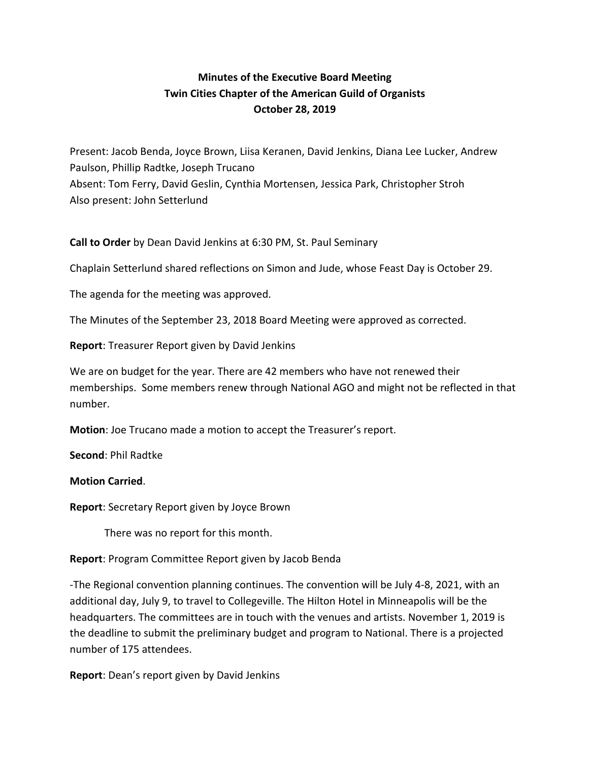**Minutes of the Executive Board Meeting**
**Twin Cities Chapter of the American Guild of Organists**
**October 28, 2019**

Present: Jacob Benda, Joyce Brown, Liisa Keranen, David Jenkins, Diana Lee Lucker, Andrew Paulson, Phillip Radtke, Joseph Trucano
Absent: Tom Ferry, David Geslin, Cynthia Mortensen, Jessica Park, Christopher Stroh
Also present: John Setterlund

**Call to Order** by Dean David Jenkins at 6:30 PM, St. Paul Seminary

Chaplain Setterlund shared reflections on Simon and Jude, whose Feast Day is October 29.

The agenda for the meeting was approved.

The Minutes of the September 23, 2018 Board Meeting were approved as corrected.

**Report**: Treasurer Report given by David Jenkins

We are on budget for the year. There are 42 members who have not renewed their memberships. Some members renew through National AGO and might not be reflected in that number.

**Motion**: Joe Trucano made a motion to accept the Treasurer's report.

**Second**: Phil Radtke

**Motion Carried**.

**Report**: Secretary Report given by Joyce Brown

There was no report for this month.

**Report**: Program Committee Report given by Jacob Benda

-The Regional convention planning continues. The convention will be July 4-8, 2021, with an additional day, July 9, to travel to Collegeville. The Hilton Hotel in Minneapolis will be the headquarters. The committees are in touch with the venues and artists. November 1, 2019 is the deadline to submit the preliminary budget and program to National. There is a projected number of 175 attendees.

**Report**: Dean's report given by David Jenkins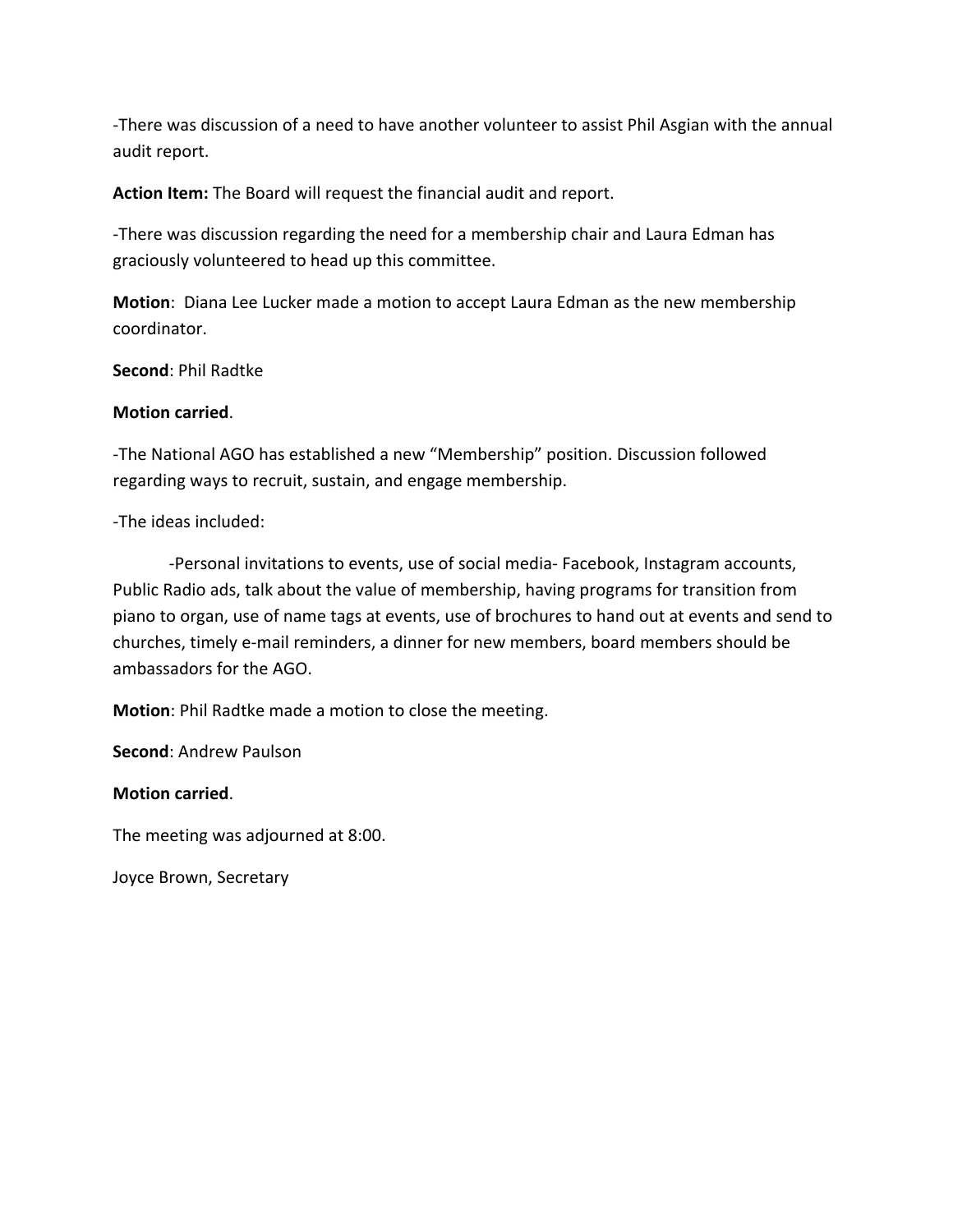-There was discussion of a need to have another volunteer to assist Phil Asgian with the annual audit report.

**Action Item:** The Board will request the financial audit and report.

-There was discussion regarding the need for a membership chair and Laura Edman has graciously volunteered to head up this committee.

**Motion**: Diana Lee Lucker made a motion to accept Laura Edman as the new membership coordinator.

**Second**: Phil Radtke

**Motion carried**.

-The National AGO has established a new "Membership" position. Discussion followed regarding ways to recruit, sustain, and engage membership.

-The ideas included:

-Personal invitations to events, use of social media- Facebook, Instagram accounts, Public Radio ads, talk about the value of membership, having programs for transition from piano to organ, use of name tags at events, use of brochures to hand out at events and send to churches, timely e-mail reminders, a dinner for new members, board members should be ambassadors for the AGO.

**Motion**: Phil Radtke made a motion to close the meeting.

**Second**: Andrew Paulson

**Motion carried**.

The meeting was adjourned at 8:00.

Joyce Brown, Secretary